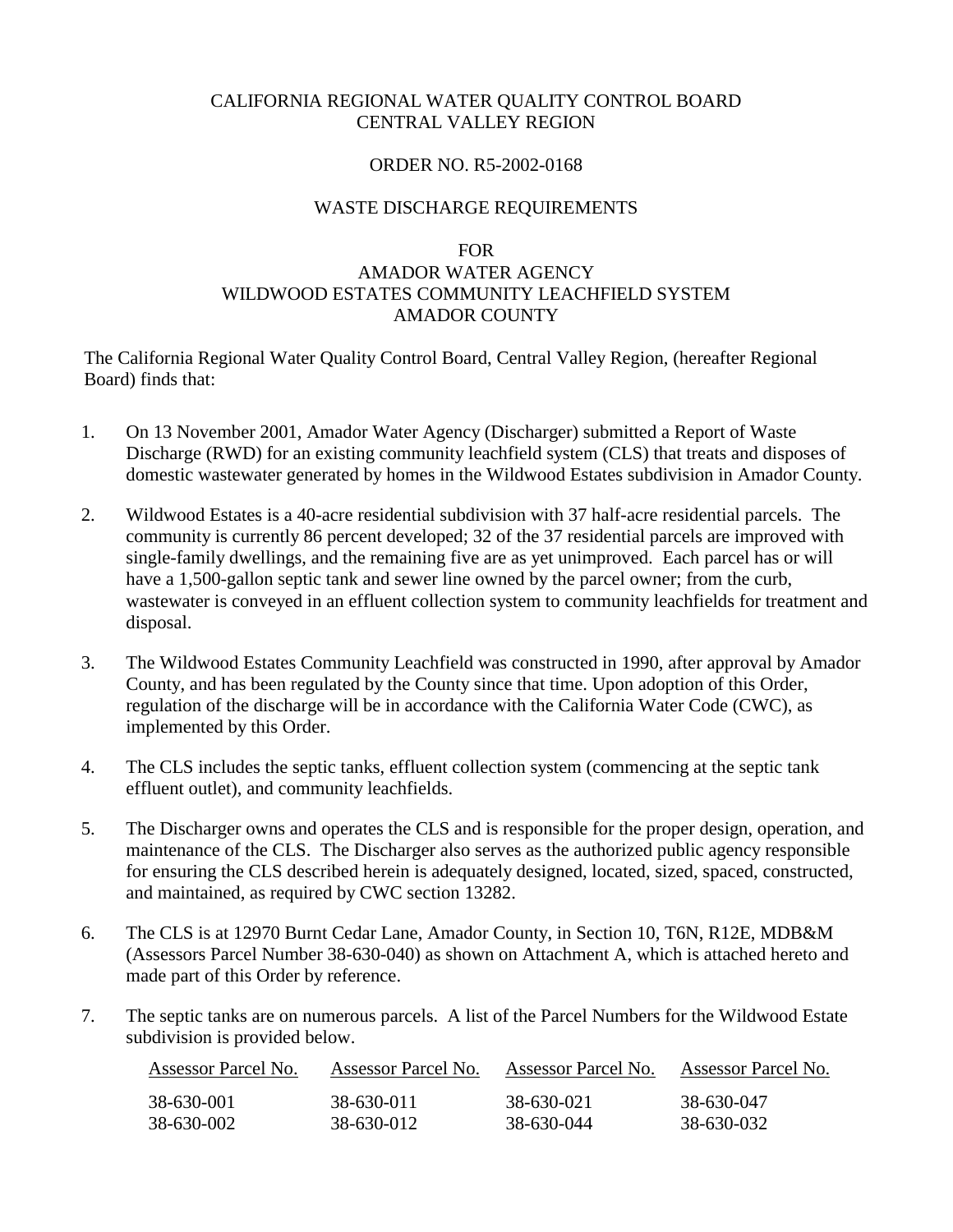CALIFORNIA REGIONAL WATER QUALITY CONTROL BOARD
CENTRAL VALLEY REGION

ORDER NO. R5-2002-0168

WASTE DISCHARGE REQUIREMENTS

FOR
AMADOR WATER AGENCY
WILDWOOD ESTATES COMMUNITY LEACHFIELD SYSTEM
AMADOR COUNTY

The California Regional Water Quality Control Board, Central Valley Region, (hereafter Regional Board) finds that:

1. On 13 November 2001, Amador Water Agency (Discharger) submitted a Report of Waste Discharge (RWD) for an existing community leachfield system (CLS) that treats and disposes of domestic wastewater generated by homes in the Wildwood Estates subdivision in Amador County.

2. Wildwood Estates is a 40-acre residential subdivision with 37 half-acre residential parcels. The community is currently 86 percent developed; 32 of the 37 residential parcels are improved with single-family dwellings, and the remaining five are as yet unimproved. Each parcel has or will have a 1,500-gallon septic tank and sewer line owned by the parcel owner; from the curb, wastewater is conveyed in an effluent collection system to community leachfields for treatment and disposal.

3. The Wildwood Estates Community Leachfield was constructed in 1990, after approval by Amador County, and has been regulated by the County since that time. Upon adoption of this Order, regulation of the discharge will be in accordance with the California Water Code (CWC), as implemented by this Order.

4. The CLS includes the septic tanks, effluent collection system (commencing at the septic tank effluent outlet), and community leachfields.

5. The Discharger owns and operates the CLS and is responsible for the proper design, operation, and maintenance of the CLS. The Discharger also serves as the authorized public agency responsible for ensuring the CLS described herein is adequately designed, located, sized, spaced, constructed, and maintained, as required by CWC section 13282.

6. The CLS is at 12970 Burnt Cedar Lane, Amador County, in Section 10, T6N, R12E, MDB&M (Assessors Parcel Number 38-630-040) as shown on Attachment A, which is attached hereto and made part of this Order by reference.

7. The septic tanks are on numerous parcels. A list of the Parcel Numbers for the Wildwood Estate subdivision is provided below.

| Assessor Parcel No. | Assessor Parcel No. | Assessor Parcel No. | Assessor Parcel No. |
|---|---|---|---|
| 38-630-001 | 38-630-011 | 38-630-021 | 38-630-047 |
| 38-630-002 | 38-630-012 | 38-630-044 | 38-630-032 |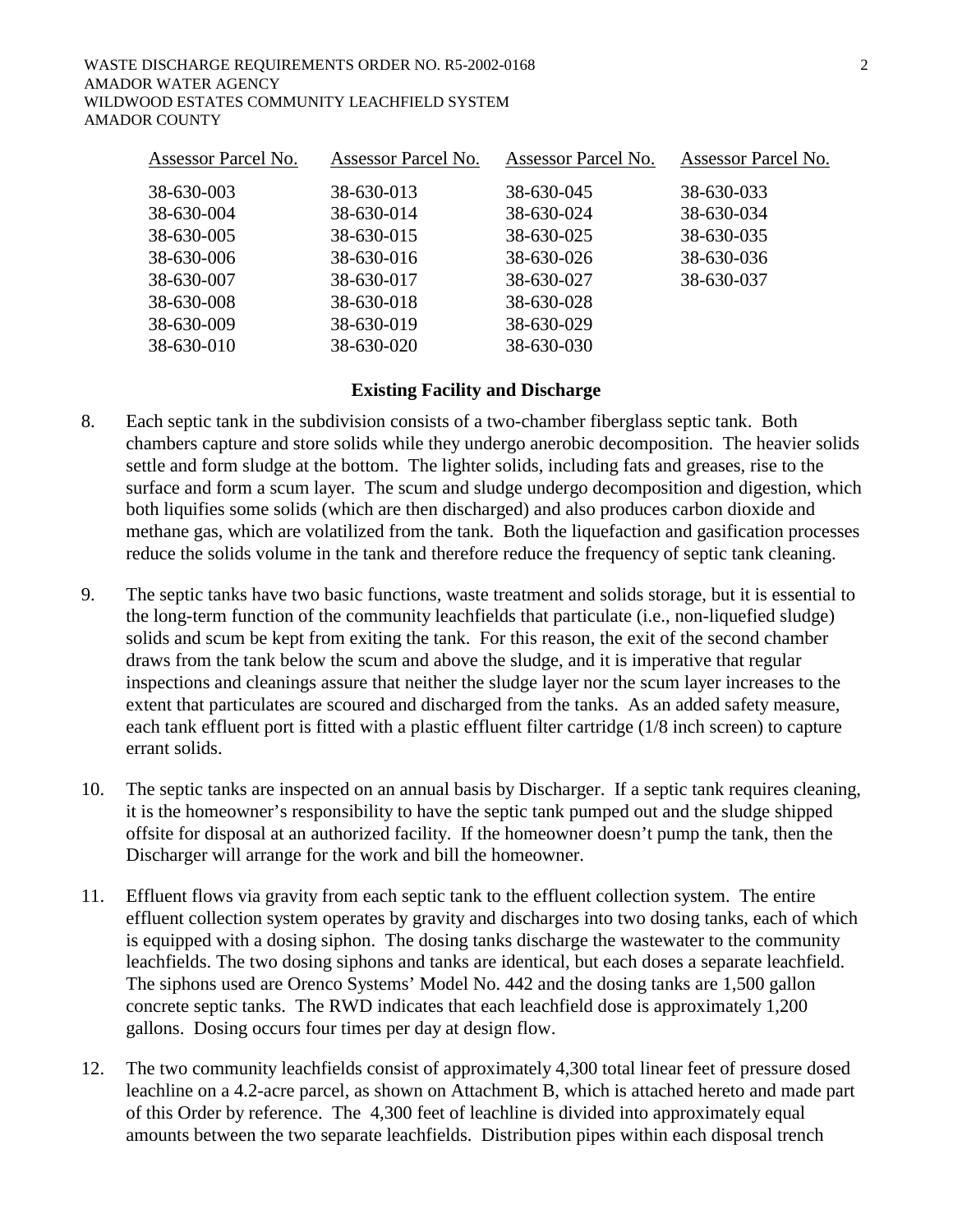| Assessor Parcel No. | Assessor Parcel No. | Assessor Parcel No. | Assessor Parcel No. |
|---|---|---|---|
| 38-630-003 | 38-630-013 | 38-630-045 | 38-630-033 |
| 38-630-004 | 38-630-014 | 38-630-024 | 38-630-034 |
| 38-630-005 | 38-630-015 | 38-630-025 | 38-630-035 |
| 38-630-006 | 38-630-016 | 38-630-026 | 38-630-036 |
| 38-630-007 | 38-630-017 | 38-630-027 | 38-630-037 |
| 38-630-008 | 38-630-018 | 38-630-028 | |
| 38-630-009 | 38-630-019 | 38-630-029 | |
| 38-630-010 | 38-630-020 | 38-630-030 | |

**Existing Facility and Discharge**

8. Each septic tank in the subdivision consists of a two-chamber fiberglass septic tank. Both chambers capture and store solids while they undergo anerobic decomposition. The heavier solids settle and form sludge at the bottom. The lighter solids, including fats and greases, rise to the surface and form a scum layer. The scum and sludge undergo decomposition and digestion, which both liquifies some solids (which are then discharged) and also produces carbon dioxide and methane gas, which are volatilized from the tank. Both the liquefaction and gasification processes reduce the solids volume in the tank and therefore reduce the frequency of septic tank cleaning.

9. The septic tanks have two basic functions, waste treatment and solids storage, but it is essential to the long-term function of the community leachfields that particulate (i.e., non-liquefied sludge) solids and scum be kept from exiting the tank. For this reason, the exit of the second chamber draws from the tank below the scum and above the sludge, and it is imperative that regular inspections and cleanings assure that neither the sludge layer nor the scum layer increases to the extent that particulates are scoured and discharged from the tanks. As an added safety measure, each tank effluent port is fitted with a plastic effluent filter cartridge (1/8 inch screen) to capture errant solids.

10. The septic tanks are inspected on an annual basis by Discharger. If a septic tank requires cleaning, it is the homeowner's responsibility to have the septic tank pumped out and the sludge shipped offsite for disposal at an authorized facility. If the homeowner doesn't pump the tank, then the Discharger will arrange for the work and bill the homeowner.

11. Effluent flows via gravity from each septic tank to the effluent collection system. The entire effluent collection system operates by gravity and discharges into two dosing tanks, each of which is equipped with a dosing siphon. The dosing tanks discharge the wastewater to the community leachfields. The two dosing siphons and tanks are identical, but each doses a separate leachfield. The siphons used are Orenco Systems' Model No. 442 and the dosing tanks are 1,500 gallon concrete septic tanks. The RWD indicates that each leachfield dose is approximately 1,200 gallons. Dosing occurs four times per day at design flow.

12. The two community leachfields consist of approximately 4,300 total linear feet of pressure dosed leachline on a 4.2-acre parcel, as shown on Attachment B, which is attached hereto and made part of this Order by reference. The 4,300 feet of leachline is divided into approximately equal amounts between the two separate leachfields. Distribution pipes within each disposal trench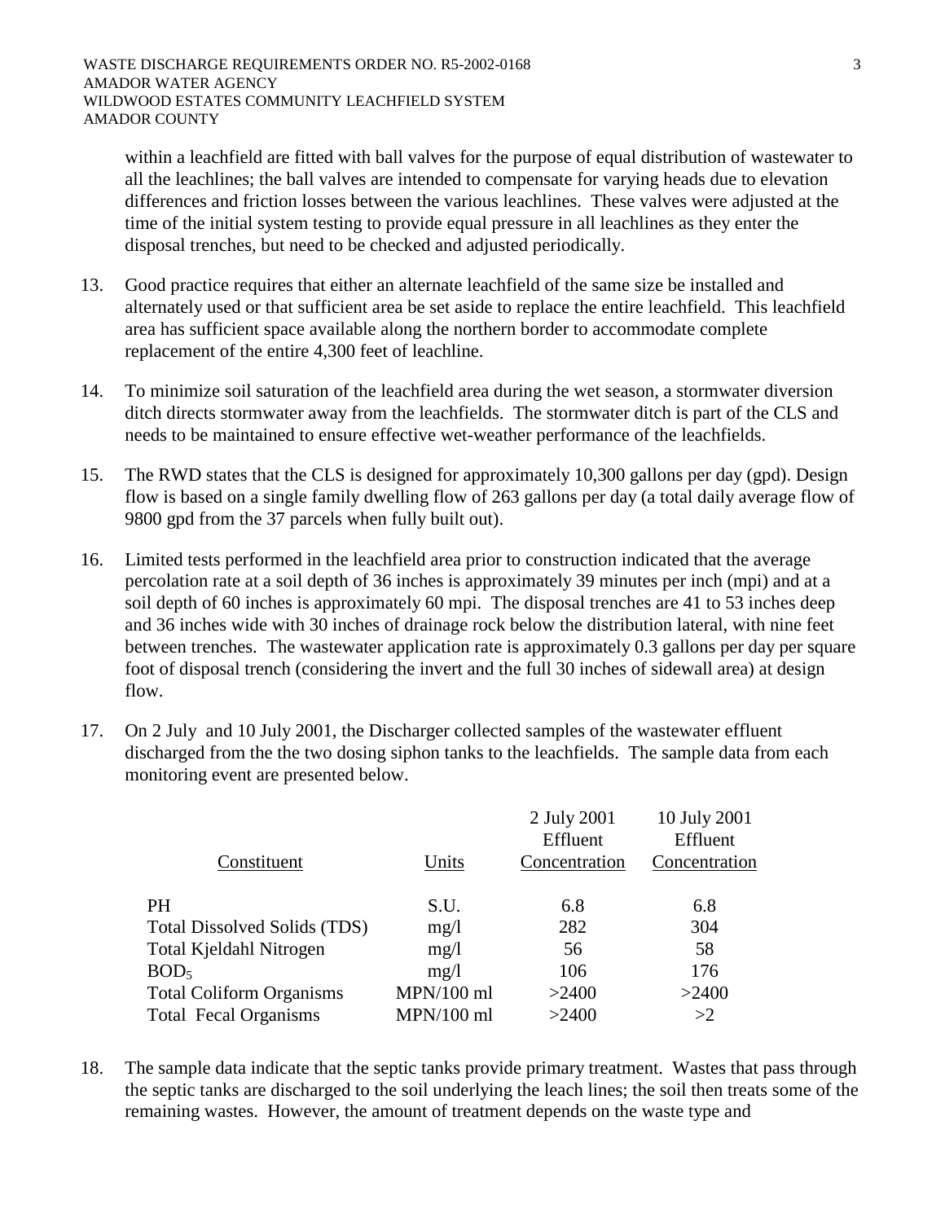within a leachfield are fitted with ball valves for the purpose of equal distribution of wastewater to all the leachlines; the ball valves are intended to compensate for varying heads due to elevation differences and friction losses between the various leachlines. These valves were adjusted at the time of the initial system testing to provide equal pressure in all leachlines as they enter the disposal trenches, but need to be checked and adjusted periodically.

13. Good practice requires that either an alternate leachfield of the same size be installed and alternately used or that sufficient area be set aside to replace the entire leachfield. This leachfield area has sufficient space available along the northern border to accommodate complete replacement of the entire 4,300 feet of leachline.

14. To minimize soil saturation of the leachfield area during the wet season, a stormwater diversion ditch directs stormwater away from the leachfields. The stormwater ditch is part of the CLS and needs to be maintained to ensure effective wet-weather performance of the leachfields.

15. The RWD states that the CLS is designed for approximately 10,300 gallons per day (gpd). Design flow is based on a single family dwelling flow of 263 gallons per day (a total daily average flow of 9800 gpd from the 37 parcels when fully built out).

16. Limited tests performed in the leachfield area prior to construction indicated that the average percolation rate at a soil depth of 36 inches is approximately 39 minutes per inch (mpi) and at a soil depth of 60 inches is approximately 60 mpi. The disposal trenches are 41 to 53 inches deep and 36 inches wide with 30 inches of drainage rock below the distribution lateral, with nine feet between trenches. The wastewater application rate is approximately 0.3 gallons per day per square foot of disposal trench (considering the invert and the full 30 inches of sidewall area) at design flow.

17. On 2 July and 10 July 2001, the Discharger collected samples of the wastewater effluent discharged from the the two dosing siphon tanks to the leachfields. The sample data from each monitoring event are presented below.

| Constituent | Units | 2 July 2001 Effluent Concentration | 10 July 2001 Effluent Concentration |
|---|---|---|---|
| PH | S.U. | 6.8 | 6.8 |
| Total Dissolved Solids (TDS) | mg/l | 282 | 304 |
| Total Kjeldahl Nitrogen | mg/l | 56 | 58 |
| $BOD_5$ | mg/l | 106 | 176 |
| Total Coliform Organisms | MPN/100 ml | >2400 | >2400 |
| Total Fecal Organisms | MPN/100 ml | >2400 | >2 |

18. The sample data indicate that the septic tanks provide primary treatment. Wastes that pass through the septic tanks are discharged to the soil underlying the leach lines; the soil then treats some of the remaining wastes. However, the amount of treatment depends on the waste type and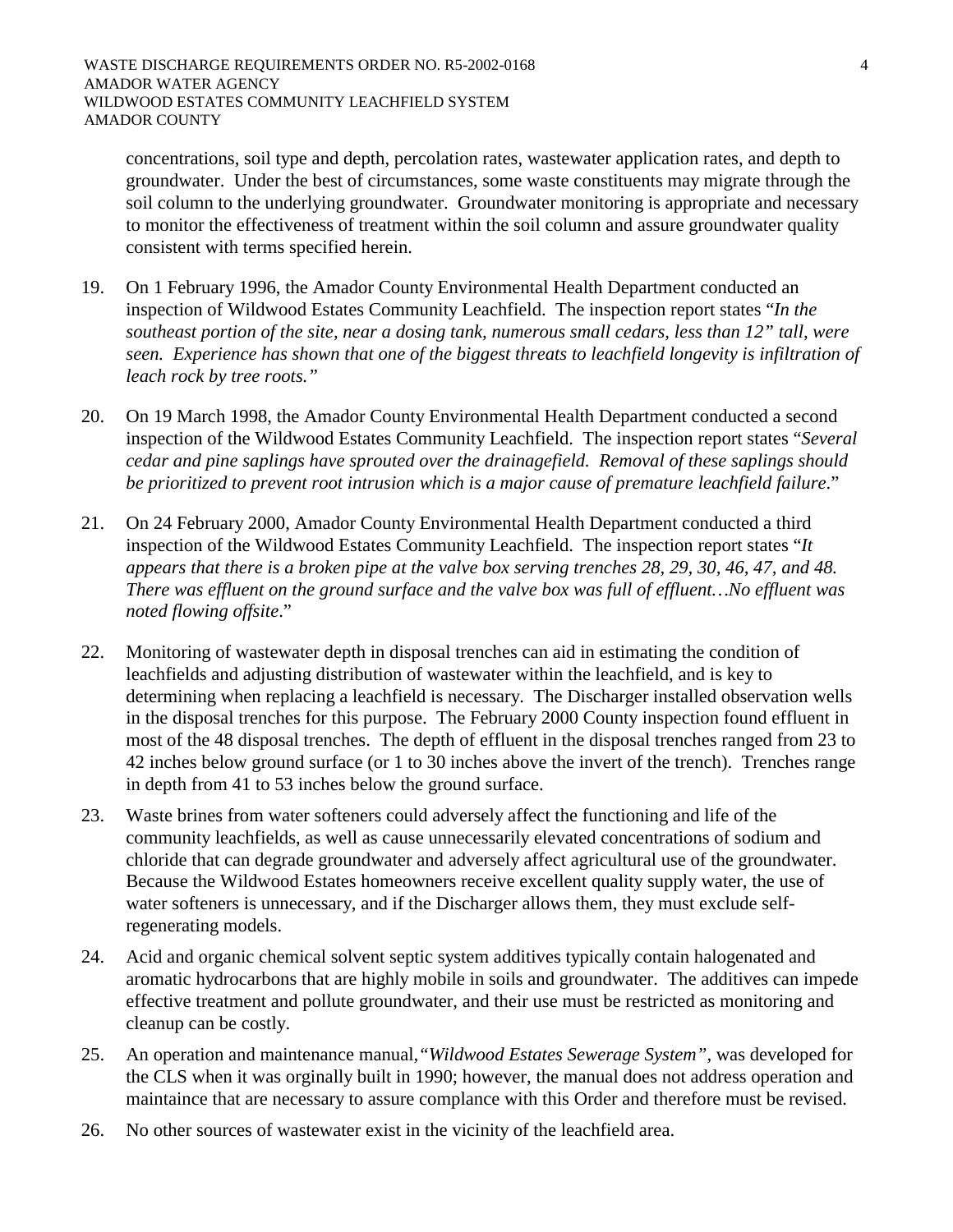concentrations, soil type and depth, percolation rates, wastewater application rates, and depth to groundwater. Under the best of circumstances, some waste constituents may migrate through the soil column to the underlying groundwater. Groundwater monitoring is appropriate and necessary to monitor the effectiveness of treatment within the soil column and assure groundwater quality consistent with terms specified herein.

19. On 1 February 1996, the Amador County Environmental Health Department conducted an inspection of Wildwood Estates Community Leachfield. The inspection report states "*In the southeast portion of the site, near a dosing tank, numerous small cedars, less than 12" tall, were seen. Experience has shown that one of the biggest threats to leachfield longevity is infiltration of leach rock by tree roots."*

20. On 19 March 1998, the Amador County Environmental Health Department conducted a second inspection of the Wildwood Estates Community Leachfield. The inspection report states "*Several cedar and pine saplings have sprouted over the drainagefield. Removal of these saplings should be prioritized to prevent root intrusion which is a major cause of premature leachfield failure*."

21. On 24 February 2000, Amador County Environmental Health Department conducted a third inspection of the Wildwood Estates Community Leachfield. The inspection report states "*It appears that there is a broken pipe at the valve box serving trenches 28, 29, 30, 46, 47, and 48. There was effluent on the ground surface and the valve box was full of effluent…No effluent was noted flowing offsite*."

22. Monitoring of wastewater depth in disposal trenches can aid in estimating the condition of leachfields and adjusting distribution of wastewater within the leachfield, and is key to determining when replacing a leachfield is necessary. The Discharger installed observation wells in the disposal trenches for this purpose. The February 2000 County inspection found effluent in most of the 48 disposal trenches. The depth of effluent in the disposal trenches ranged from 23 to 42 inches below ground surface (or 1 to 30 inches above the invert of the trench). Trenches range in depth from 41 to 53 inches below the ground surface.

23. Waste brines from water softeners could adversely affect the functioning and life of the community leachfields, as well as cause unnecessarily elevated concentrations of sodium and chloride that can degrade groundwater and adversely affect agricultural use of the groundwater. Because the Wildwood Estates homeowners receive excellent quality supply water, the use of water softeners is unnecessary, and if the Discharger allows them, they must exclude self-regenerating models.

24. Acid and organic chemical solvent septic system additives typically contain halogenated and aromatic hydrocarbons that are highly mobile in soils and groundwater. The additives can impede effective treatment and pollute groundwater, and their use must be restricted as monitoring and cleanup can be costly.

25. An operation and maintenance manual,*"Wildwood Estates Sewerage System"*, was developed for the CLS when it was orginally built in 1990; however, the manual does not address operation and maintaince that are necessary to assure complance with this Order and therefore must be revised.

26. No other sources of wastewater exist in the vicinity of the leachfield area.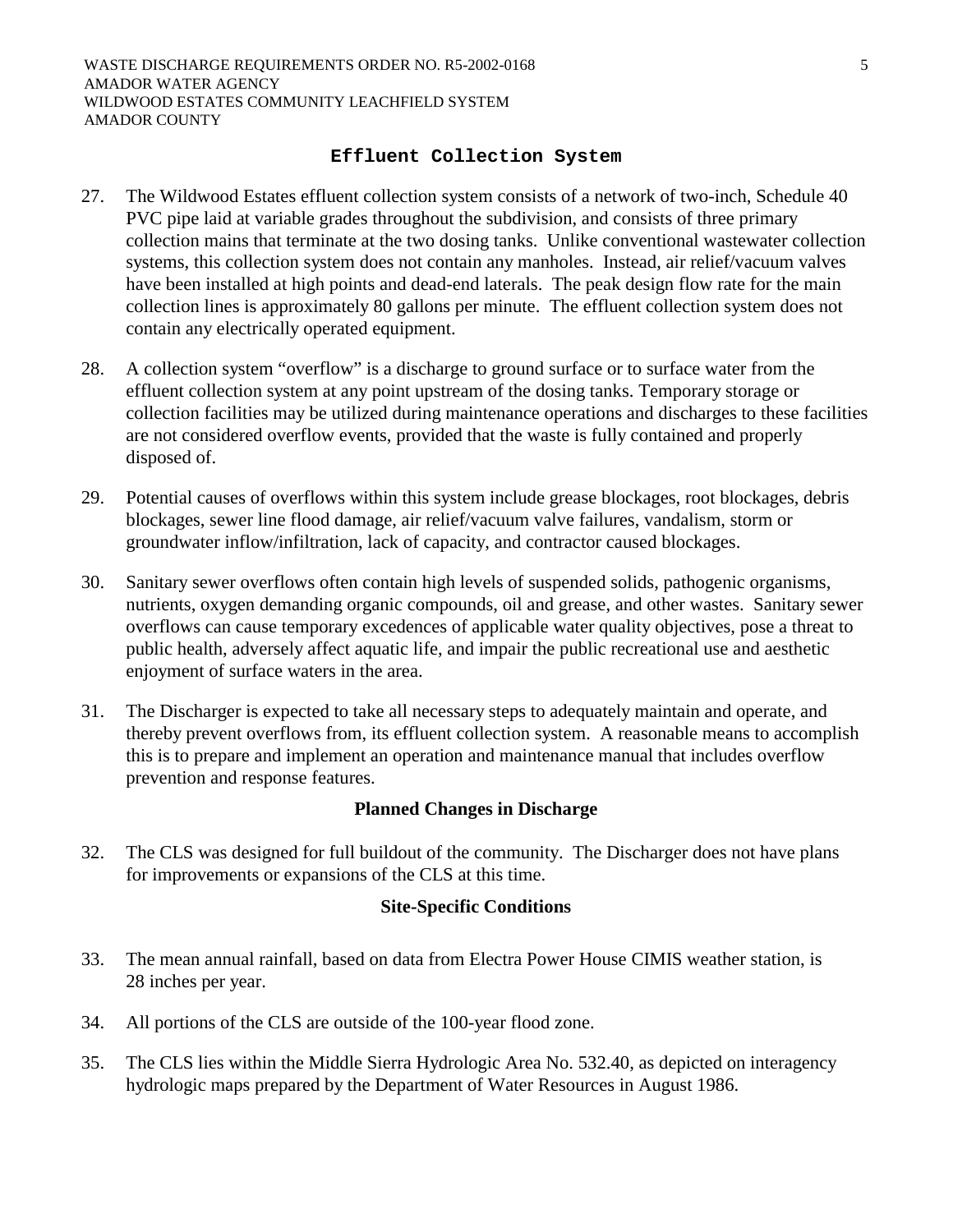## Effluent Collection System

27. The Wildwood Estates effluent collection system consists of a network of two-inch, Schedule 40 PVC pipe laid at variable grades throughout the subdivision, and consists of three primary collection mains that terminate at the two dosing tanks. Unlike conventional wastewater collection systems, this collection system does not contain any manholes. Instead, air relief/vacuum valves have been installed at high points and dead-end laterals. The peak design flow rate for the main collection lines is approximately 80 gallons per minute. The effluent collection system does not contain any electrically operated equipment.

28. A collection system "overflow" is a discharge to ground surface or to surface water from the effluent collection system at any point upstream of the dosing tanks. Temporary storage or collection facilities may be utilized during maintenance operations and discharges to these facilities are not considered overflow events, provided that the waste is fully contained and properly disposed of.

29. Potential causes of overflows within this system include grease blockages, root blockages, debris blockages, sewer line flood damage, air relief/vacuum valve failures, vandalism, storm or groundwater inflow/infiltration, lack of capacity, and contractor caused blockages.

30. Sanitary sewer overflows often contain high levels of suspended solids, pathogenic organisms, nutrients, oxygen demanding organic compounds, oil and grease, and other wastes. Sanitary sewer overflows can cause temporary excedences of applicable water quality objectives, pose a threat to public health, adversely affect aquatic life, and impair the public recreational use and aesthetic enjoyment of surface waters in the area.

31. The Discharger is expected to take all necessary steps to adequately maintain and operate, and thereby prevent overflows from, its effluent collection system. A reasonable means to accomplish this is to prepare and implement an operation and maintenance manual that includes overflow prevention and response features.

## Planned Changes in Discharge

32. The CLS was designed for full buildout of the community. The Discharger does not have plans for improvements or expansions of the CLS at this time.

## Site-Specific Conditions

33. The mean annual rainfall, based on data from Electra Power House CIMIS weather station, is 28 inches per year.

34. All portions of the CLS are outside of the 100-year flood zone.

35. The CLS lies within the Middle Sierra Hydrologic Area No. 532.40, as depicted on interagency hydrologic maps prepared by the Department of Water Resources in August 1986.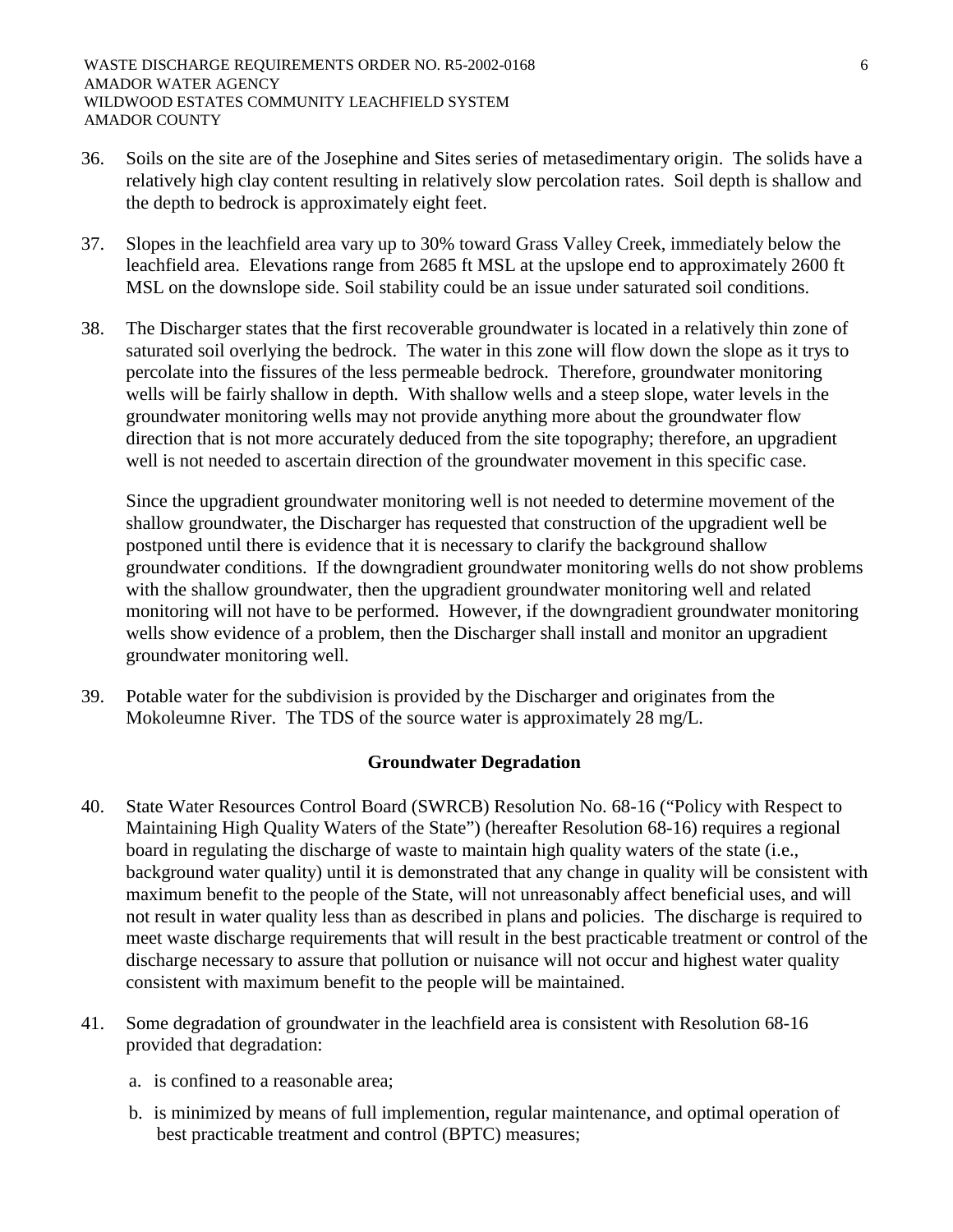36. Soils on the site are of the Josephine and Sites series of metasedimentary origin. The solids have a relatively high clay content resulting in relatively slow percolation rates. Soil depth is shallow and the depth to bedrock is approximately eight feet.

37. Slopes in the leachfield area vary up to 30% toward Grass Valley Creek, immediately below the leachfield area. Elevations range from 2685 ft MSL at the upslope end to approximately 2600 ft MSL on the downslope side. Soil stability could be an issue under saturated soil conditions.

38. The Discharger states that the first recoverable groundwater is located in a relatively thin zone of saturated soil overlying the bedrock. The water in this zone will flow down the slope as it trys to percolate into the fissures of the less permeable bedrock. Therefore, groundwater monitoring wells will be fairly shallow in depth. With shallow wells and a steep slope, water levels in the groundwater monitoring wells may not provide anything more about the groundwater flow direction that is not more accurately deduced from the site topography; therefore, an upgradient well is not needed to ascertain direction of the groundwater movement in this specific case.

    Since the upgradient groundwater monitoring well is not needed to determine movement of the shallow groundwater, the Discharger has requested that construction of the upgradient well be postponed until there is evidence that it is necessary to clarify the background shallow groundwater conditions. If the downgradient groundwater monitoring wells do not show problems with the shallow groundwater, then the upgradient groundwater monitoring well and related monitoring will not have to be performed. However, if the downgradient groundwater monitoring wells show evidence of a problem, then the Discharger shall install and monitor an upgradient groundwater monitoring well.

39. Potable water for the subdivision is provided by the Discharger and originates from the Mokoleumne River. The TDS of the source water is approximately 28 mg/L.

## Groundwater Degradation

40. State Water Resources Control Board (SWRCB) Resolution No. 68-16 ("Policy with Respect to Maintaining High Quality Waters of the State") (hereafter Resolution 68-16) requires a regional board in regulating the discharge of waste to maintain high quality waters of the state (i.e., background water quality) until it is demonstrated that any change in quality will be consistent with maximum benefit to the people of the State, will not unreasonably affect beneficial uses, and will not result in water quality less than as described in plans and policies. The discharge is required to meet waste discharge requirements that will result in the best practicable treatment or control of the discharge necessary to assure that pollution or nuisance will not occur and highest water quality consistent with maximum benefit to the people will be maintained.

41. Some degradation of groundwater in the leachfield area is consistent with Resolution 68-16 provided that degradation:

    a. is confined to a reasonable area;

    b. is minimized by means of full implemention, regular maintenance, and optimal operation of best practicable treatment and control (BPTC) measures;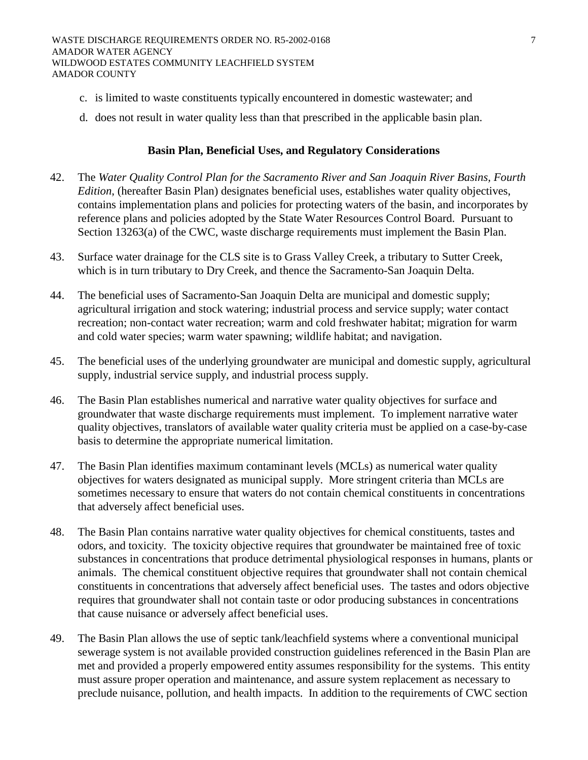c. is limited to waste constituents typically encountered in domestic wastewater; and

d. does not result in water quality less than that prescribed in the applicable basin plan.

## Basin Plan, Beneficial Uses, and Regulatory Considerations

42. The *Water Quality Control Plan for the Sacramento River and San Joaquin River Basins, Fourth Edition*, (hereafter Basin Plan) designates beneficial uses, establishes water quality objectives, contains implementation plans and policies for protecting waters of the basin, and incorporates by reference plans and policies adopted by the State Water Resources Control Board. Pursuant to Section 13263(a) of the CWC, waste discharge requirements must implement the Basin Plan.

43. Surface water drainage for the CLS site is to Grass Valley Creek, a tributary to Sutter Creek, which is in turn tributary to Dry Creek, and thence the Sacramento-San Joaquin Delta.

44. The beneficial uses of Sacramento-San Joaquin Delta are municipal and domestic supply; agricultural irrigation and stock watering; industrial process and service supply; water contact recreation; non-contact water recreation; warm and cold freshwater habitat; migration for warm and cold water species; warm water spawning; wildlife habitat; and navigation.

45. The beneficial uses of the underlying groundwater are municipal and domestic supply, agricultural supply, industrial service supply, and industrial process supply.

46. The Basin Plan establishes numerical and narrative water quality objectives for surface and groundwater that waste discharge requirements must implement. To implement narrative water quality objectives, translators of available water quality criteria must be applied on a case-by-case basis to determine the appropriate numerical limitation.

47. The Basin Plan identifies maximum contaminant levels (MCLs) as numerical water quality objectives for waters designated as municipal supply. More stringent criteria than MCLs are sometimes necessary to ensure that waters do not contain chemical constituents in concentrations that adversely affect beneficial uses.

48. The Basin Plan contains narrative water quality objectives for chemical constituents, tastes and odors, and toxicity. The toxicity objective requires that groundwater be maintained free of toxic substances in concentrations that produce detrimental physiological responses in humans, plants or animals. The chemical constituent objective requires that groundwater shall not contain chemical constituents in concentrations that adversely affect beneficial uses. The tastes and odors objective requires that groundwater shall not contain taste or odor producing substances in concentrations that cause nuisance or adversely affect beneficial uses.

49. The Basin Plan allows the use of septic tank/leachfield systems where a conventional municipal sewerage system is not available provided construction guidelines referenced in the Basin Plan are met and provided a properly empowered entity assumes responsibility for the systems. This entity must assure proper operation and maintenance, and assure system replacement as necessary to preclude nuisance, pollution, and health impacts. In addition to the requirements of CWC section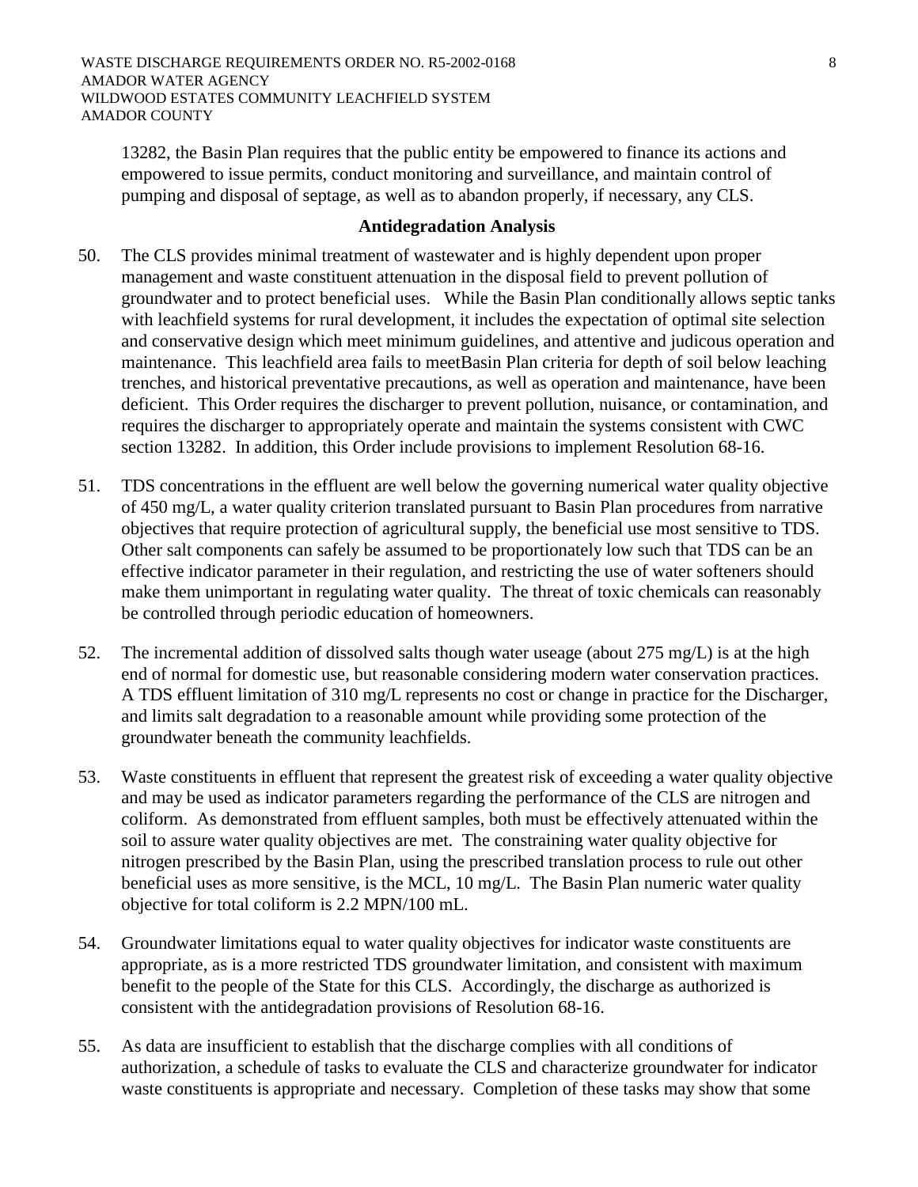13282, the Basin Plan requires that the public entity be empowered to finance its actions and empowered to issue permits, conduct monitoring and surveillance, and maintain control of pumping and disposal of septage, as well as to abandon properly, if necessary, any CLS.

**Antidegradation Analysis**

50. The CLS provides minimal treatment of wastewater and is highly dependent upon proper management and waste constituent attenuation in the disposal field to prevent pollution of groundwater and to protect beneficial uses. While the Basin Plan conditionally allows septic tanks with leachfield systems for rural development, it includes the expectation of optimal site selection and conservative design which meet minimum guidelines, and attentive and judicous operation and maintenance. This leachfield area fails to meetBasin Plan criteria for depth of soil below leaching trenches, and historical preventative precautions, as well as operation and maintenance, have been deficient. This Order requires the discharger to prevent pollution, nuisance, or contamination, and requires the discharger to appropriately operate and maintain the systems consistent with CWC section 13282. In addition, this Order include provisions to implement Resolution 68-16.

51. TDS concentrations in the effluent are well below the governing numerical water quality objective of 450 mg/L, a water quality criterion translated pursuant to Basin Plan procedures from narrative objectives that require protection of agricultural supply, the beneficial use most sensitive to TDS. Other salt components can safely be assumed to be proportionately low such that TDS can be an effective indicator parameter in their regulation, and restricting the use of water softeners should make them unimportant in regulating water quality. The threat of toxic chemicals can reasonably be controlled through periodic education of homeowners.

52. The incremental addition of dissolved salts though water useage (about 275 mg/L) is at the high end of normal for domestic use, but reasonable considering modern water conservation practices. A TDS effluent limitation of 310 mg/L represents no cost or change in practice for the Discharger, and limits salt degradation to a reasonable amount while providing some protection of the groundwater beneath the community leachfields.

53. Waste constituents in effluent that represent the greatest risk of exceeding a water quality objective and may be used as indicator parameters regarding the performance of the CLS are nitrogen and coliform. As demonstrated from effluent samples, both must be effectively attenuated within the soil to assure water quality objectives are met. The constraining water quality objective for nitrogen prescribed by the Basin Plan, using the prescribed translation process to rule out other beneficial uses as more sensitive, is the MCL, 10 mg/L. The Basin Plan numeric water quality objective for total coliform is 2.2 MPN/100 mL.

54. Groundwater limitations equal to water quality objectives for indicator waste constituents are appropriate, as is a more restricted TDS groundwater limitation, and consistent with maximum benefit to the people of the State for this CLS. Accordingly, the discharge as authorized is consistent with the antidegradation provisions of Resolution 68-16.

55. As data are insufficient to establish that the discharge complies with all conditions of authorization, a schedule of tasks to evaluate the CLS and characterize groundwater for indicator waste constituents is appropriate and necessary. Completion of these tasks may show that some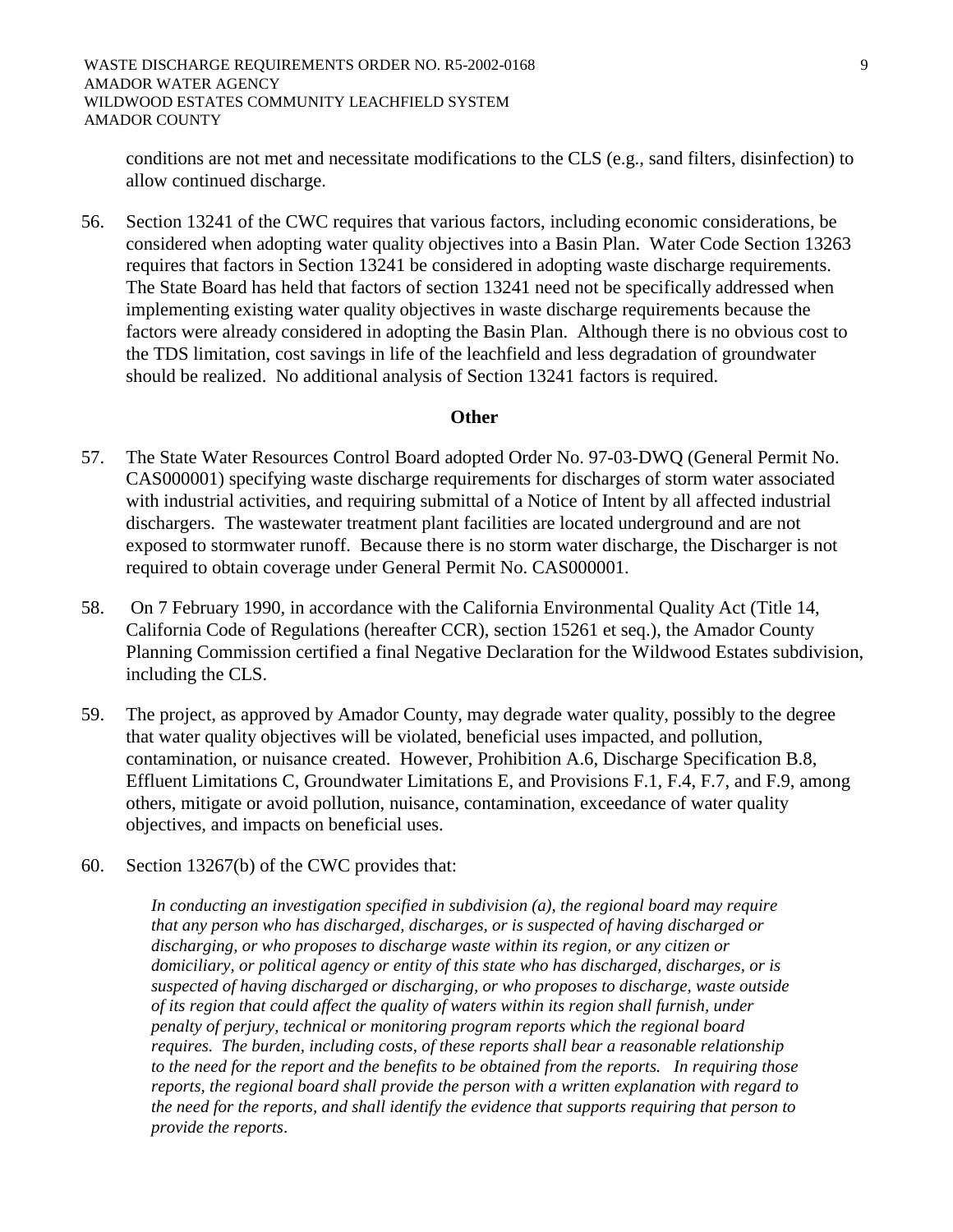conditions are not met and necessitate modifications to the CLS (e.g., sand filters, disinfection) to allow continued discharge.

56. Section 13241 of the CWC requires that various factors, including economic considerations, be considered when adopting water quality objectives into a Basin Plan. Water Code Section 13263 requires that factors in Section 13241 be considered in adopting waste discharge requirements. The State Board has held that factors of section 13241 need not be specifically addressed when implementing existing water quality objectives in waste discharge requirements because the factors were already considered in adopting the Basin Plan. Although there is no obvious cost to the TDS limitation, cost savings in life of the leachfield and less degradation of groundwater should be realized. No additional analysis of Section 13241 factors is required.

**Other**

57. The State Water Resources Control Board adopted Order No. 97-03-DWQ (General Permit No. CAS000001) specifying waste discharge requirements for discharges of storm water associated with industrial activities, and requiring submittal of a Notice of Intent by all affected industrial dischargers. The wastewater treatment plant facilities are located underground and are not exposed to stormwater runoff. Because there is no storm water discharge, the Discharger is not required to obtain coverage under General Permit No. CAS000001.

58. On 7 February 1990, in accordance with the California Environmental Quality Act (Title 14, California Code of Regulations (hereafter CCR), section 15261 et seq.), the Amador County Planning Commission certified a final Negative Declaration for the Wildwood Estates subdivision, including the CLS.

59. The project, as approved by Amador County, may degrade water quality, possibly to the degree that water quality objectives will be violated, beneficial uses impacted, and pollution, contamination, or nuisance created. However, Prohibition A.6, Discharge Specification B.8, Effluent Limitations C, Groundwater Limitations E, and Provisions F.1, F.4, F.7, and F.9, among others, mitigate or avoid pollution, nuisance, contamination, exceedance of water quality objectives, and impacts on beneficial uses.

60. Section 13267(b) of the CWC provides that:

    *In conducting an investigation specified in subdivision (a), the regional board may require that any person who has discharged, discharges, or is suspected of having discharged or discharging, or who proposes to discharge waste within its region, or any citizen or domiciliary, or political agency or entity of this state who has discharged, discharges, or is suspected of having discharged or discharging, or who proposes to discharge, waste outside of its region that could affect the quality of waters within its region shall furnish, under penalty of perjury, technical or monitoring program reports which the regional board requires. The burden, including costs, of these reports shall bear a reasonable relationship to the need for the report and the benefits to be obtained from the reports. In requiring those reports, the regional board shall provide the person with a written explanation with regard to the need for the reports, and shall identify the evidence that supports requiring that person to provide the reports.*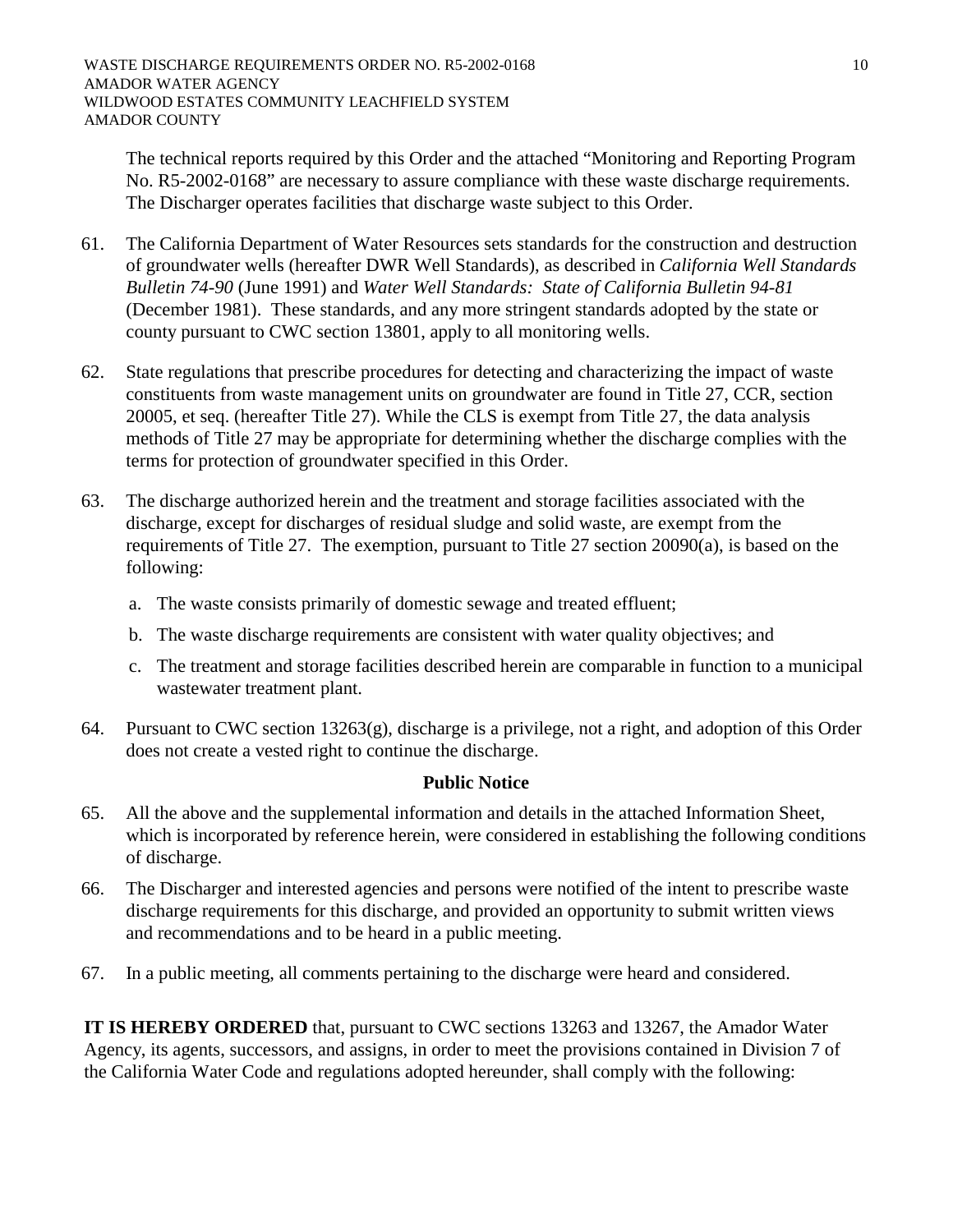The technical reports required by this Order and the attached "Monitoring and Reporting Program No. R5-2002-0168" are necessary to assure compliance with these waste discharge requirements. The Discharger operates facilities that discharge waste subject to this Order.

61. The California Department of Water Resources sets standards for the construction and destruction of groundwater wells (hereafter DWR Well Standards), as described in *California Well Standards Bulletin 74-90* (June 1991) and *Water Well Standards: State of California Bulletin 94-81* (December 1981). These standards, and any more stringent standards adopted by the state or county pursuant to CWC section 13801, apply to all monitoring wells.

62. State regulations that prescribe procedures for detecting and characterizing the impact of waste constituents from waste management units on groundwater are found in Title 27, CCR, section 20005, et seq. (hereafter Title 27). While the CLS is exempt from Title 27, the data analysis methods of Title 27 may be appropriate for determining whether the discharge complies with the terms for protection of groundwater specified in this Order.

63. The discharge authorized herein and the treatment and storage facilities associated with the discharge, except for discharges of residual sludge and solid waste, are exempt from the requirements of Title 27. The exemption, pursuant to Title 27 section 20090(a), is based on the following:

    a. The waste consists primarily of domestic sewage and treated effluent;

    b. The waste discharge requirements are consistent with water quality objectives; and

    c. The treatment and storage facilities described herein are comparable in function to a municipal wastewater treatment plant.

64. Pursuant to CWC section 13263(g), discharge is a privilege, not a right, and adoption of this Order does not create a vested right to continue the discharge.

**Public Notice**

65. All the above and the supplemental information and details in the attached Information Sheet, which is incorporated by reference herein, were considered in establishing the following conditions of discharge.

66. The Discharger and interested agencies and persons were notified of the intent to prescribe waste discharge requirements for this discharge, and provided an opportunity to submit written views and recommendations and to be heard in a public meeting.

67. In a public meeting, all comments pertaining to the discharge were heard and considered.

**IT IS HEREBY ORDERED** that, pursuant to CWC sections 13263 and 13267, the Amador Water Agency, its agents, successors, and assigns, in order to meet the provisions contained in Division 7 of the California Water Code and regulations adopted hereunder, shall comply with the following: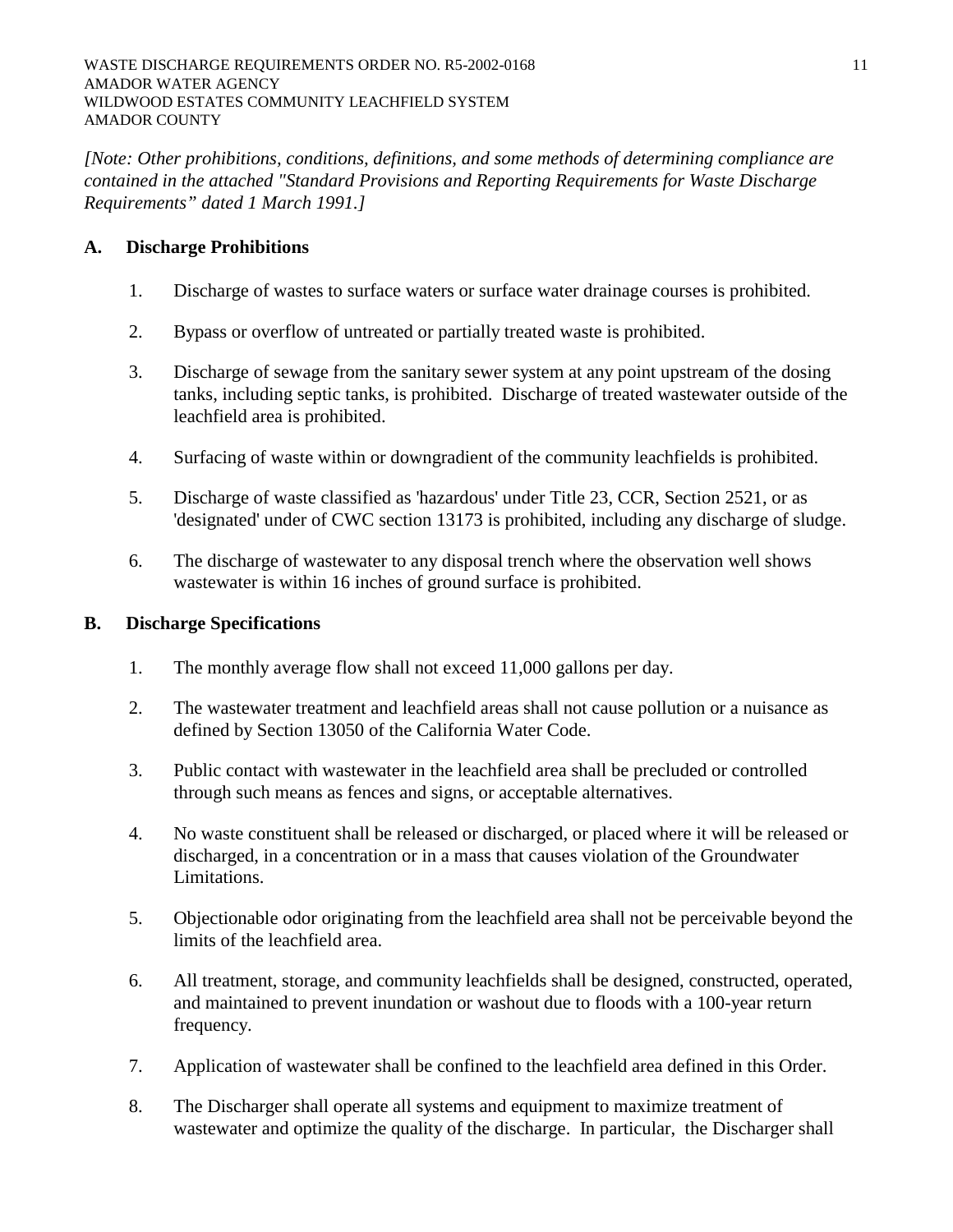*[Note: Other prohibitions, conditions, definitions, and some methods of determining compliance are contained in the attached "Standard Provisions and Reporting Requirements for Waste Discharge Requirements" dated 1 March 1991.]*

**A. Discharge Prohibitions**

1. Discharge of wastes to surface waters or surface water drainage courses is prohibited.
2. Bypass or overflow of untreated or partially treated waste is prohibited.
3. Discharge of sewage from the sanitary sewer system at any point upstream of the dosing tanks, including septic tanks, is prohibited. Discharge of treated wastewater outside of the leachfield area is prohibited.
4. Surfacing of waste within or downgradient of the community leachfields is prohibited.
5. Discharge of waste classified as 'hazardous' under Title 23, CCR, Section 2521, or as 'designated' under of CWC section 13173 is prohibited, including any discharge of sludge.
6. The discharge of wastewater to any disposal trench where the observation well shows wastewater is within 16 inches of ground surface is prohibited.

**B. Discharge Specifications**

1. The monthly average flow shall not exceed 11,000 gallons per day.
2. The wastewater treatment and leachfield areas shall not cause pollution or a nuisance as defined by Section 13050 of the California Water Code.
3. Public contact with wastewater in the leachfield area shall be precluded or controlled through such means as fences and signs, or acceptable alternatives.
4. No waste constituent shall be released or discharged, or placed where it will be released or discharged, in a concentration or in a mass that causes violation of the Groundwater Limitations.
5. Objectionable odor originating from the leachfield area shall not be perceivable beyond the limits of the leachfield area.
6. All treatment, storage, and community leachfields shall be designed, constructed, operated, and maintained to prevent inundation or washout due to floods with a 100-year return frequency.
7. Application of wastewater shall be confined to the leachfield area defined in this Order.
8. The Discharger shall operate all systems and equipment to maximize treatment of wastewater and optimize the quality of the discharge. In particular, the Discharger shall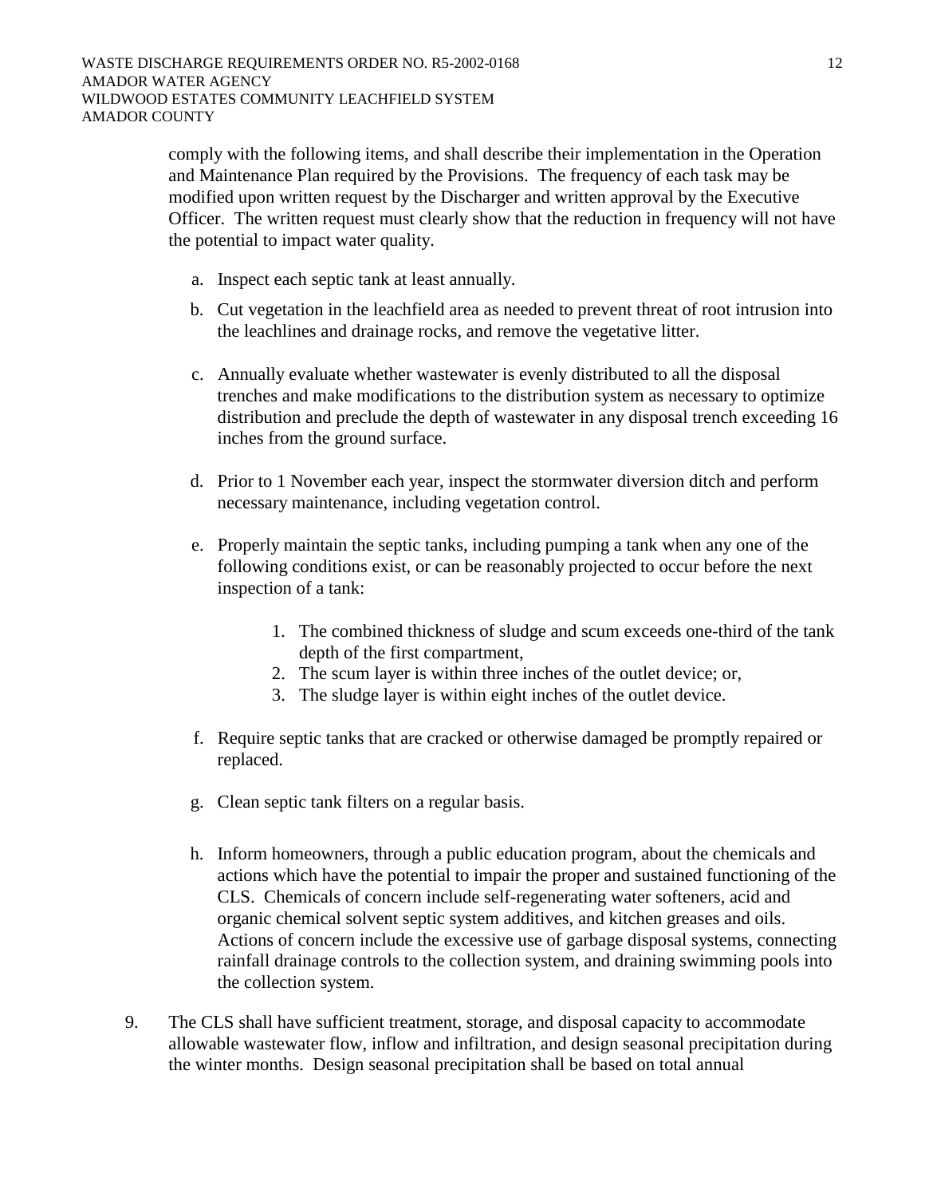comply with the following items, and shall describe their implementation in the Operation and Maintenance Plan required by the Provisions. The frequency of each task may be modified upon written request by the Discharger and written approval by the Executive Officer. The written request must clearly show that the reduction in frequency will not have the potential to impact water quality.

a. Inspect each septic tank at least annually.

b. Cut vegetation in the leachfield area as needed to prevent threat of root intrusion into the leachlines and drainage rocks, and remove the vegetative litter.

c. Annually evaluate whether wastewater is evenly distributed to all the disposal trenches and make modifications to the distribution system as necessary to optimize distribution and preclude the depth of wastewater in any disposal trench exceeding 16 inches from the ground surface.

d. Prior to 1 November each year, inspect the stormwater diversion ditch and perform necessary maintenance, including vegetation control.

e. Properly maintain the septic tanks, including pumping a tank when any one of the following conditions exist, or can be reasonably projected to occur before the next inspection of a tank:

    1. The combined thickness of sludge and scum exceeds one-third of the tank depth of the first compartment,
    2. The scum layer is within three inches of the outlet device; or,
    3. The sludge layer is within eight inches of the outlet device.

f. Require septic tanks that are cracked or otherwise damaged be promptly repaired or replaced.

g. Clean septic tank filters on a regular basis.

h. Inform homeowners, through a public education program, about the chemicals and actions which have the potential to impair the proper and sustained functioning of the CLS. Chemicals of concern include self-regenerating water softeners, acid and organic chemical solvent septic system additives, and kitchen greases and oils. Actions of concern include the excessive use of garbage disposal systems, connecting rainfall drainage controls to the collection system, and draining swimming pools into the collection system.

9. The CLS shall have sufficient treatment, storage, and disposal capacity to accommodate allowable wastewater flow, inflow and infiltration, and design seasonal precipitation during the winter months. Design seasonal precipitation shall be based on total annual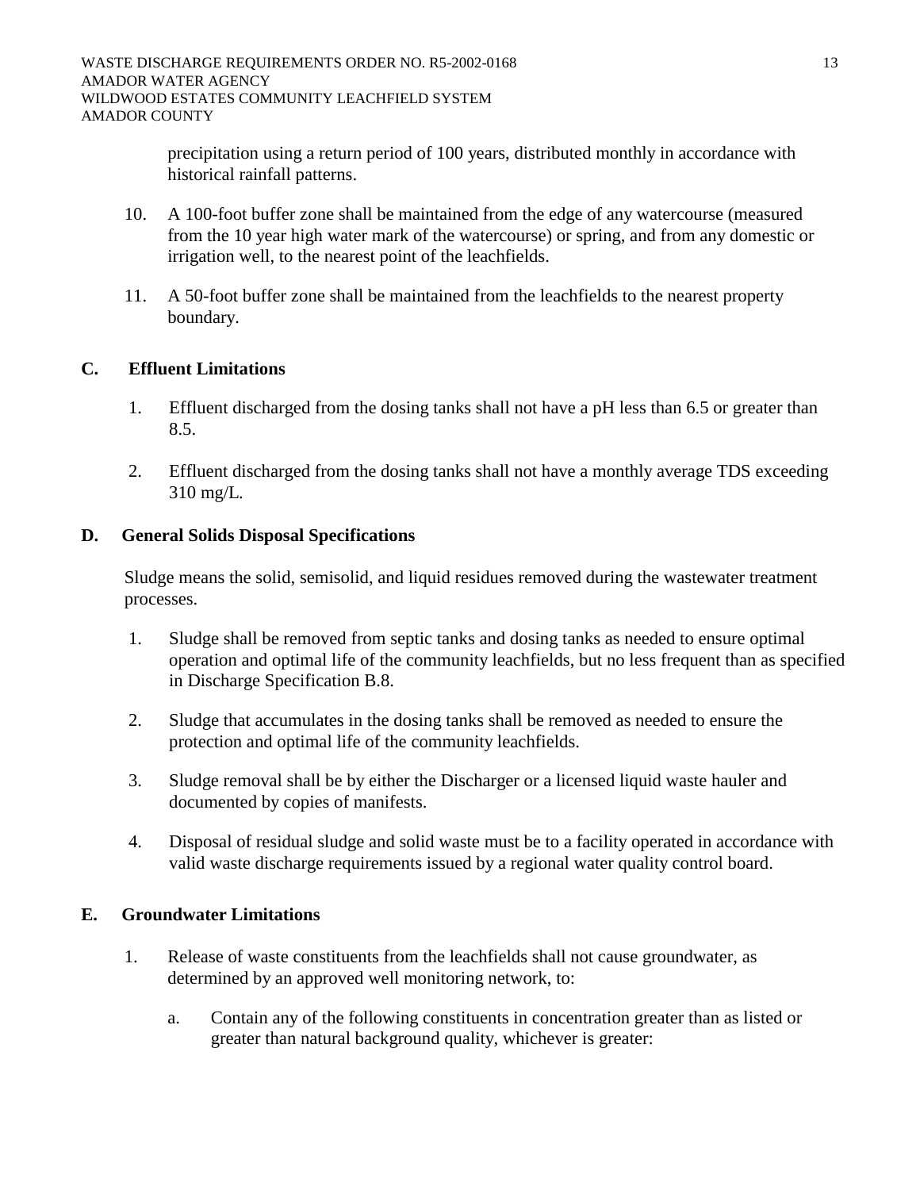precipitation using a return period of 100 years, distributed monthly in accordance with historical rainfall patterns.

10. A 100-foot buffer zone shall be maintained from the edge of any watercourse (measured from the 10 year high water mark of the watercourse) or spring, and from any domestic or irrigation well, to the nearest point of the leachfields.

11. A 50-foot buffer zone shall be maintained from the leachfields to the nearest property boundary.

## C. Effluent Limitations

1. Effluent discharged from the dosing tanks shall not have a pH less than 6.5 or greater than 8.5.

2. Effluent discharged from the dosing tanks shall not have a monthly average TDS exceeding 310 mg/L.

## D. General Solids Disposal Specifications

Sludge means the solid, semisolid, and liquid residues removed during the wastewater treatment processes.

1. Sludge shall be removed from septic tanks and dosing tanks as needed to ensure optimal operation and optimal life of the community leachfields, but no less frequent than as specified in Discharge Specification B.8.

2. Sludge that accumulates in the dosing tanks shall be removed as needed to ensure the protection and optimal life of the community leachfields.

3. Sludge removal shall be by either the Discharger or a licensed liquid waste hauler and documented by copies of manifests.

4. Disposal of residual sludge and solid waste must be to a facility operated in accordance with valid waste discharge requirements issued by a regional water quality control board.

## E. Groundwater Limitations

1. Release of waste constituents from the leachfields shall not cause groundwater, as determined by an approved well monitoring network, to:

   a. Contain any of the following constituents in concentration greater than as listed or greater than natural background quality, whichever is greater: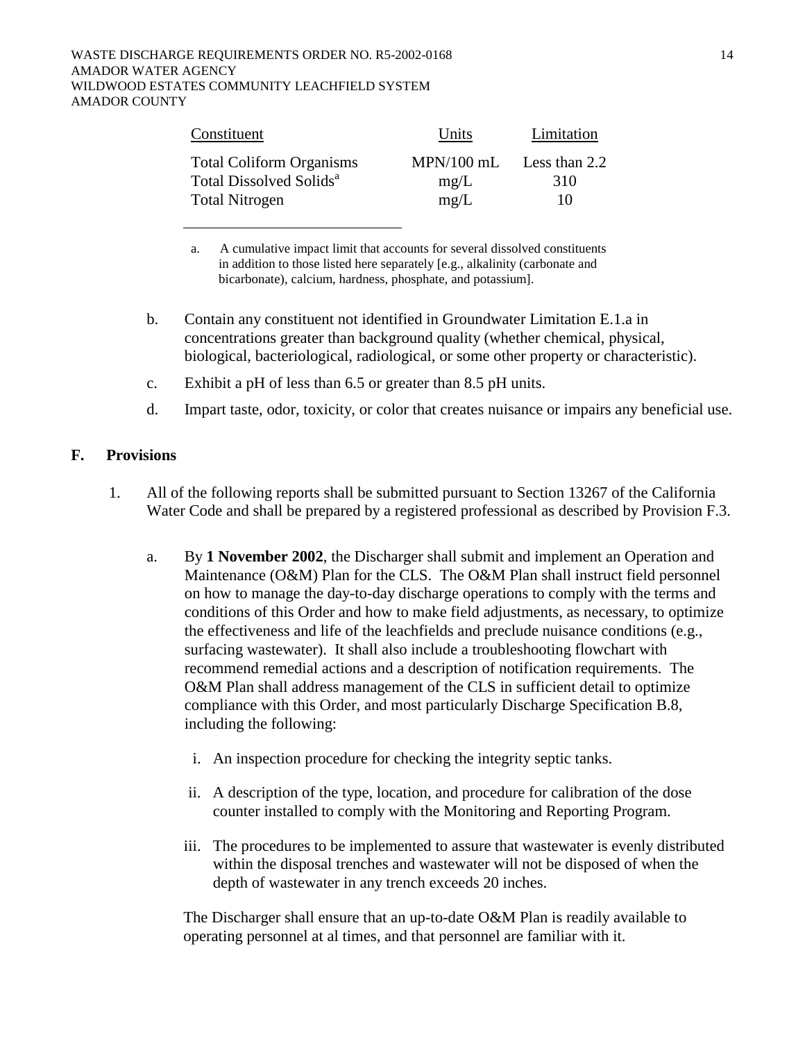| Constituent | Units | Limitation |
|---|---|---|
| Total Coliform Organisms | MPN/100 mL | Less than 2.2 |
| Total Dissolved Solids[a] | mg/L | 310 |
| Total Nitrogen | mg/L | 10 |

a. A cumulative impact limit that accounts for several dissolved constituents in addition to those listed here separately [e.g., alkalinity (carbonate and bicarbonate), calcium, hardness, phosphate, and potassium].

b. Contain any constituent not identified in Groundwater Limitation E.1.a in concentrations greater than background quality (whether chemical, physical, biological, bacteriological, radiological, or some other property or characteristic).

c. Exhibit a pH of less than 6.5 or greater than 8.5 pH units.

d. Impart taste, odor, toxicity, or color that creates nuisance or impairs any beneficial use.

## F. Provisions

1. All of the following reports shall be submitted pursuant to Section 13267 of the California Water Code and shall be prepared by a registered professional as described by Provision F.3.

   a. By **1 November 2002**, the Discharger shall submit and implement an Operation and Maintenance (O&M) Plan for the CLS. The O&M Plan shall instruct field personnel on how to manage the day-to-day discharge operations to comply with the terms and conditions of this Order and how to make field adjustments, as necessary, to optimize the effectiveness and life of the leachfields and preclude nuisance conditions (e.g., surfacing wastewater). It shall also include a troubleshooting flowchart with recommend remedial actions and a description of notification requirements. The O&M Plan shall address management of the CLS in sufficient detail to optimize compliance with this Order, and most particularly Discharge Specification B.8, including the following:

      i. An inspection procedure for checking the integrity septic tanks.

      ii. A description of the type, location, and procedure for calibration of the dose counter installed to comply with the Monitoring and Reporting Program.

      iii. The procedures to be implemented to assure that wastewater is evenly distributed within the disposal trenches and wastewater will not be disposed of when the depth of wastewater in any trench exceeds 20 inches.

   The Discharger shall ensure that an up-to-date O&M Plan is readily available to operating personnel at al times, and that personnel are familiar with it.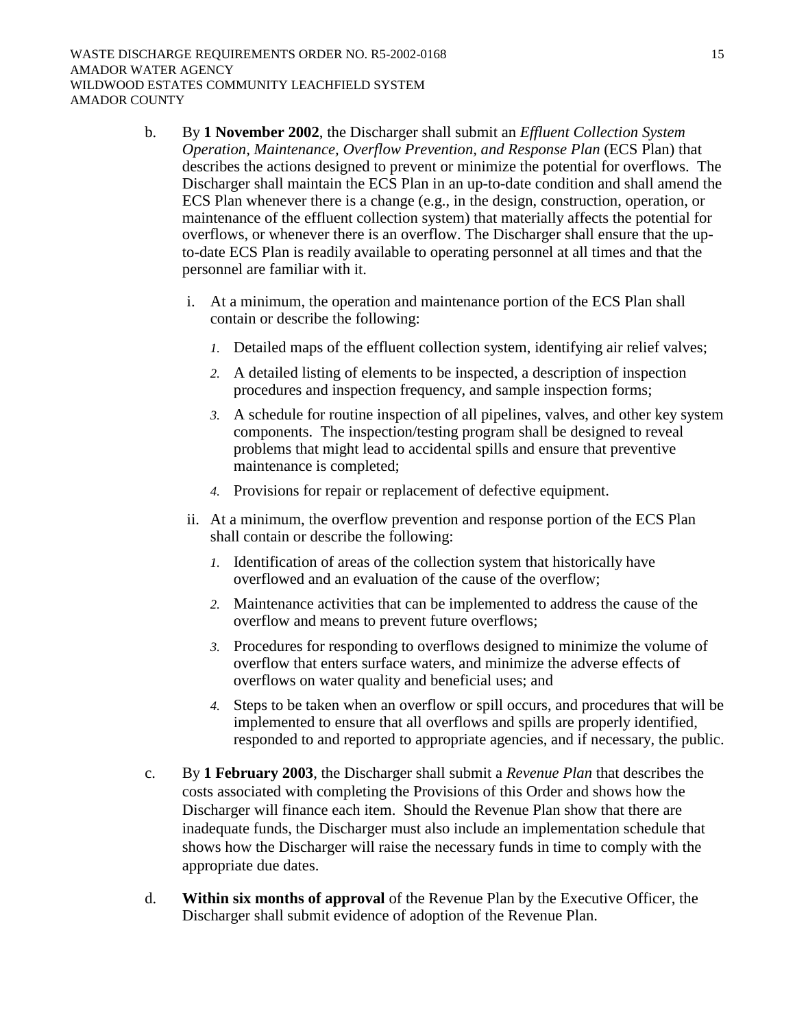b. By **1 November 2002**, the Discharger shall submit an *Effluent Collection System Operation, Maintenance, Overflow Prevention, and Response Plan* (ECS Plan) that describes the actions designed to prevent or minimize the potential for overflows. The Discharger shall maintain the ECS Plan in an up-to-date condition and shall amend the ECS Plan whenever there is a change (e.g., in the design, construction, operation, or maintenance of the effluent collection system) that materially affects the potential for overflows, or whenever there is an overflow. The Discharger shall ensure that the up-to-date ECS Plan is readily available to operating personnel at all times and that the personnel are familiar with it.

   i. At a minimum, the operation and maintenance portion of the ECS Plan shall contain or describe the following:

      1. Detailed maps of the effluent collection system, identifying air relief valves;
      2. A detailed listing of elements to be inspected, a description of inspection procedures and inspection frequency, and sample inspection forms;
      3. A schedule for routine inspection of all pipelines, valves, and other key system components. The inspection/testing program shall be designed to reveal problems that might lead to accidental spills and ensure that preventive maintenance is completed;
      4. Provisions for repair or replacement of defective equipment.

   ii. At a minimum, the overflow prevention and response portion of the ECS Plan shall contain or describe the following:

      1. Identification of areas of the collection system that historically have overflowed and an evaluation of the cause of the overflow;
      2. Maintenance activities that can be implemented to address the cause of the overflow and means to prevent future overflows;
      3. Procedures for responding to overflows designed to minimize the volume of overflow that enters surface waters, and minimize the adverse effects of overflows on water quality and beneficial uses; and
      4. Steps to be taken when an overflow or spill occurs, and procedures that will be implemented to ensure that all overflows and spills are properly identified, responded to and reported to appropriate agencies, and if necessary, the public.

c. By **1 February 2003**, the Discharger shall submit a *Revenue Plan* that describes the costs associated with completing the Provisions of this Order and shows how the Discharger will finance each item. Should the Revenue Plan show that there are inadequate funds, the Discharger must also include an implementation schedule that shows how the Discharger will raise the necessary funds in time to comply with the appropriate due dates.

d. **Within six months of approval** of the Revenue Plan by the Executive Officer, the Discharger shall submit evidence of adoption of the Revenue Plan.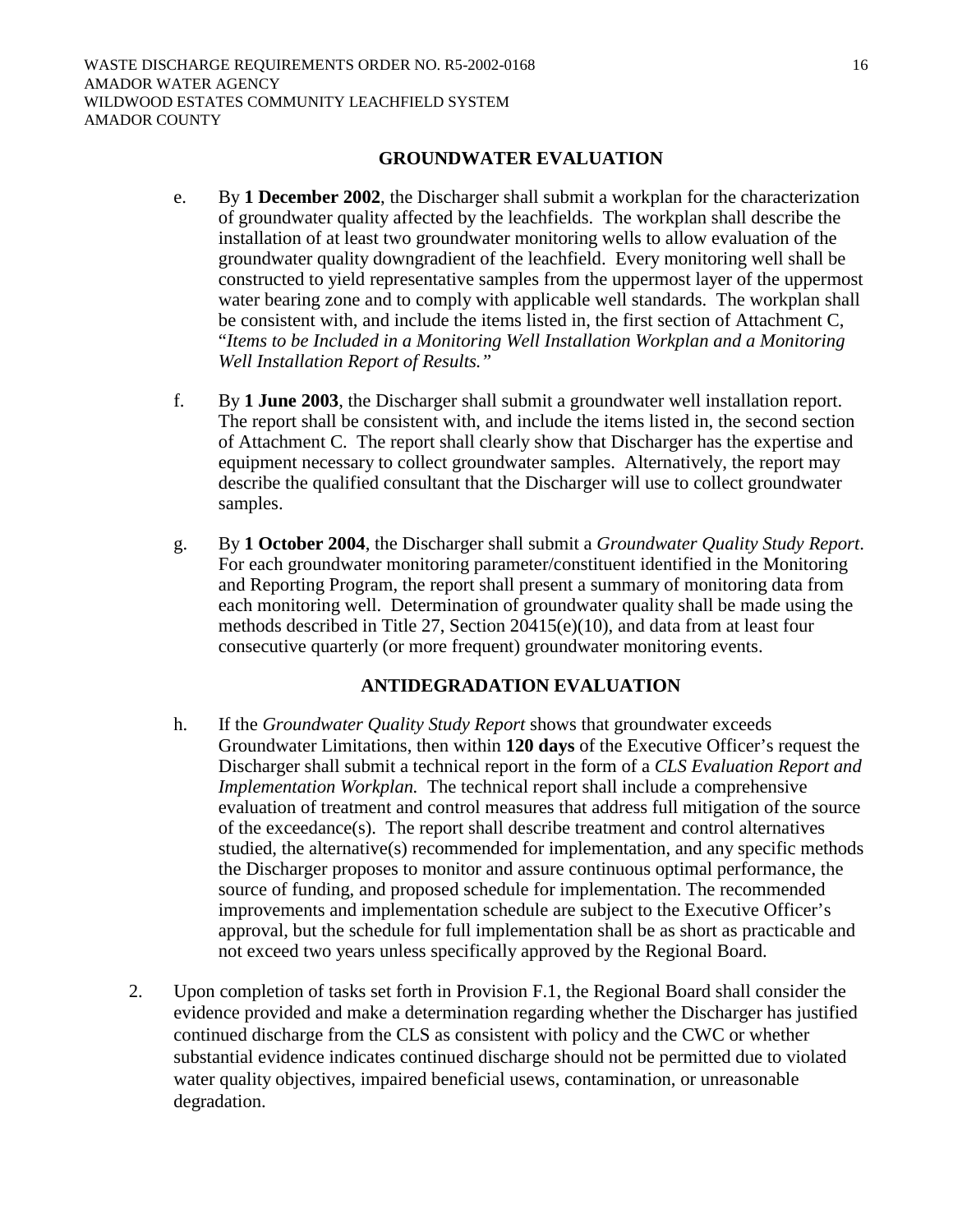### GROUNDWATER EVALUATION

e. By **1 December 2002**, the Discharger shall submit a workplan for the characterization of groundwater quality affected by the leachfields. The workplan shall describe the installation of at least two groundwater monitoring wells to allow evaluation of the groundwater quality downgradient of the leachfield. Every monitoring well shall be constructed to yield representative samples from the uppermost layer of the uppermost water bearing zone and to comply with applicable well standards. The workplan shall be consistent with, and include the items listed in, the first section of Attachment C, "*Items to be Included in a Monitoring Well Installation Workplan and a Monitoring Well Installation Report of Results.*"

f. By **1 June 2003**, the Discharger shall submit a groundwater well installation report. The report shall be consistent with, and include the items listed in, the second section of Attachment C. The report shall clearly show that Discharger has the expertise and equipment necessary to collect groundwater samples. Alternatively, the report may describe the qualified consultant that the Discharger will use to collect groundwater samples.

g. By **1 October 2004**, the Discharger shall submit a *Groundwater Quality Study Report*. For each groundwater monitoring parameter/constituent identified in the Monitoring and Reporting Program, the report shall present a summary of monitoring data from each monitoring well. Determination of groundwater quality shall be made using the methods described in Title 27, Section 20415(e)(10), and data from at least four consecutive quarterly (or more frequent) groundwater monitoring events.

### ANTIDEGRADATION EVALUATION

h. If the *Groundwater Quality Study Report* shows that groundwater exceeds Groundwater Limitations, then within **120 days** of the Executive Officer's request the Discharger shall submit a technical report in the form of a *CLS Evaluation Report and Implementation Workplan.* The technical report shall include a comprehensive evaluation of treatment and control measures that address full mitigation of the source of the exceedance(s). The report shall describe treatment and control alternatives studied, the alternative(s) recommended for implementation, and any specific methods the Discharger proposes to monitor and assure continuous optimal performance, the source of funding, and proposed schedule for implementation. The recommended improvements and implementation schedule are subject to the Executive Officer's approval, but the schedule for full implementation shall be as short as practicable and not exceed two years unless specifically approved by the Regional Board.

2. Upon completion of tasks set forth in Provision F.1, the Regional Board shall consider the evidence provided and make a determination regarding whether the Discharger has justified continued discharge from the CLS as consistent with policy and the CWC or whether substantial evidence indicates continued discharge should not be permitted due to violated water quality objectives, impaired beneficial usews, contamination, or unreasonable degradation.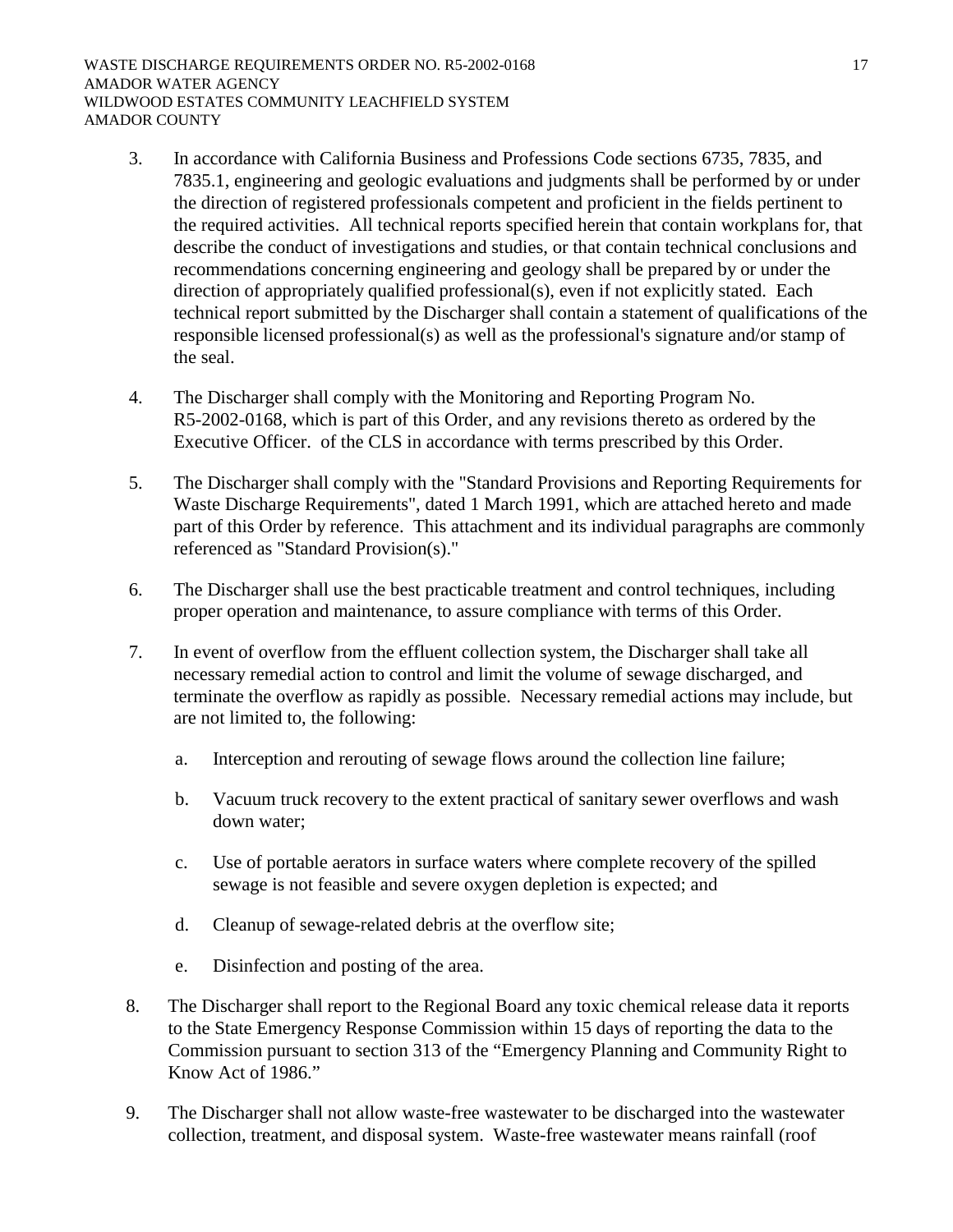3. In accordance with California Business and Professions Code sections 6735, 7835, and 7835.1, engineering and geologic evaluations and judgments shall be performed by or under the direction of registered professionals competent and proficient in the fields pertinent to the required activities. All technical reports specified herein that contain workplans for, that describe the conduct of investigations and studies, or that contain technical conclusions and recommendations concerning engineering and geology shall be prepared by or under the direction of appropriately qualified professional(s), even if not explicitly stated. Each technical report submitted by the Discharger shall contain a statement of qualifications of the responsible licensed professional(s) as well as the professional's signature and/or stamp of the seal.

4. The Discharger shall comply with the Monitoring and Reporting Program No. R5-2002-0168, which is part of this Order, and any revisions thereto as ordered by the Executive Officer. of the CLS in accordance with terms prescribed by this Order.

5. The Discharger shall comply with the "Standard Provisions and Reporting Requirements for Waste Discharge Requirements", dated 1 March 1991, which are attached hereto and made part of this Order by reference. This attachment and its individual paragraphs are commonly referenced as "Standard Provision(s)."

6. The Discharger shall use the best practicable treatment and control techniques, including proper operation and maintenance, to assure compliance with terms of this Order.

7. In event of overflow from the effluent collection system, the Discharger shall take all necessary remedial action to control and limit the volume of sewage discharged, and terminate the overflow as rapidly as possible. Necessary remedial actions may include, but are not limited to, the following:

   a. Interception and rerouting of sewage flows around the collection line failure;

   b. Vacuum truck recovery to the extent practical of sanitary sewer overflows and wash down water;

   c. Use of portable aerators in surface waters where complete recovery of the spilled sewage is not feasible and severe oxygen depletion is expected; and

   d. Cleanup of sewage-related debris at the overflow site;

   e. Disinfection and posting of the area.

8. The Discharger shall report to the Regional Board any toxic chemical release data it reports to the State Emergency Response Commission within 15 days of reporting the data to the Commission pursuant to section 313 of the “Emergency Planning and Community Right to Know Act of 1986.”

9. The Discharger shall not allow waste-free wastewater to be discharged into the wastewater collection, treatment, and disposal system. Waste-free wastewater means rainfall (roof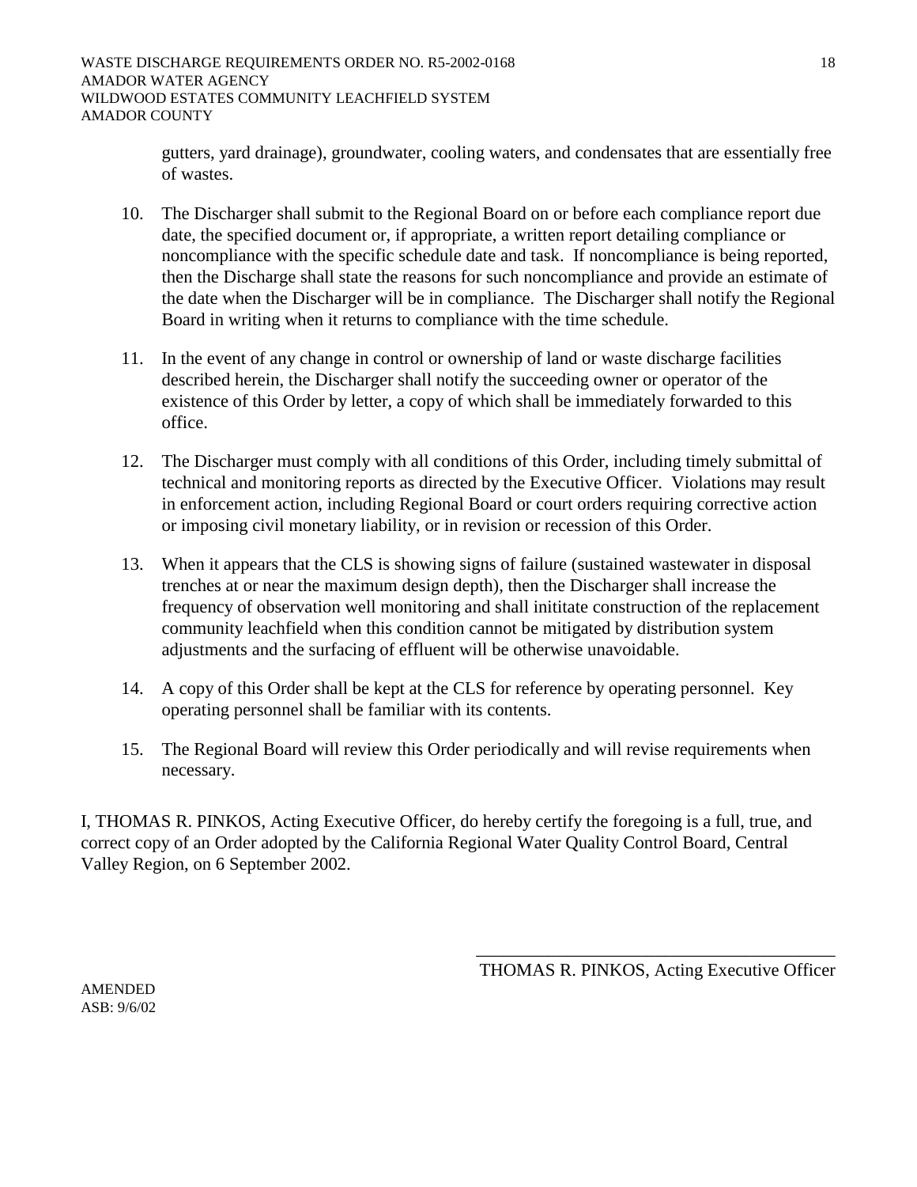gutters, yard drainage), groundwater, cooling waters, and condensates that are essentially free of wastes.

10. The Discharger shall submit to the Regional Board on or before each compliance report due date, the specified document or, if appropriate, a written report detailing compliance or noncompliance with the specific schedule date and task. If noncompliance is being reported, then the Discharge shall state the reasons for such noncompliance and provide an estimate of the date when the Discharger will be in compliance. The Discharger shall notify the Regional Board in writing when it returns to compliance with the time schedule.

11. In the event of any change in control or ownership of land or waste discharge facilities described herein, the Discharger shall notify the succeeding owner or operator of the existence of this Order by letter, a copy of which shall be immediately forwarded to this office.

12. The Discharger must comply with all conditions of this Order, including timely submittal of technical and monitoring reports as directed by the Executive Officer. Violations may result in enforcement action, including Regional Board or court orders requiring corrective action or imposing civil monetary liability, or in revision or recession of this Order.

13. When it appears that the CLS is showing signs of failure (sustained wastewater in disposal trenches at or near the maximum design depth), then the Discharger shall increase the frequency of observation well monitoring and shall inititate construction of the replacement community leachfield when this condition cannot be mitigated by distribution system adjustments and the surfacing of effluent will be otherwise unavoidable.

14. A copy of this Order shall be kept at the CLS for reference by operating personnel. Key operating personnel shall be familiar with its contents.

15. The Regional Board will review this Order periodically and will revise requirements when necessary.

I, THOMAS R. PINKOS, Acting Executive Officer, do hereby certify the foregoing is a full, true, and correct copy of an Order adopted by the California Regional Water Quality Control Board, Central Valley Region, on 6 September 2002.

\_\_\_\_\_\_\_\_\_\_\_\_\_\_\_\_\_\_\_\_\_\_\_\_\_\_\_\_\_\_\_\_\_\_\_\_\_\_\_\_

THOMAS R. PINKOS, Acting Executive Officer

AMENDED
ASB: 9/6/02